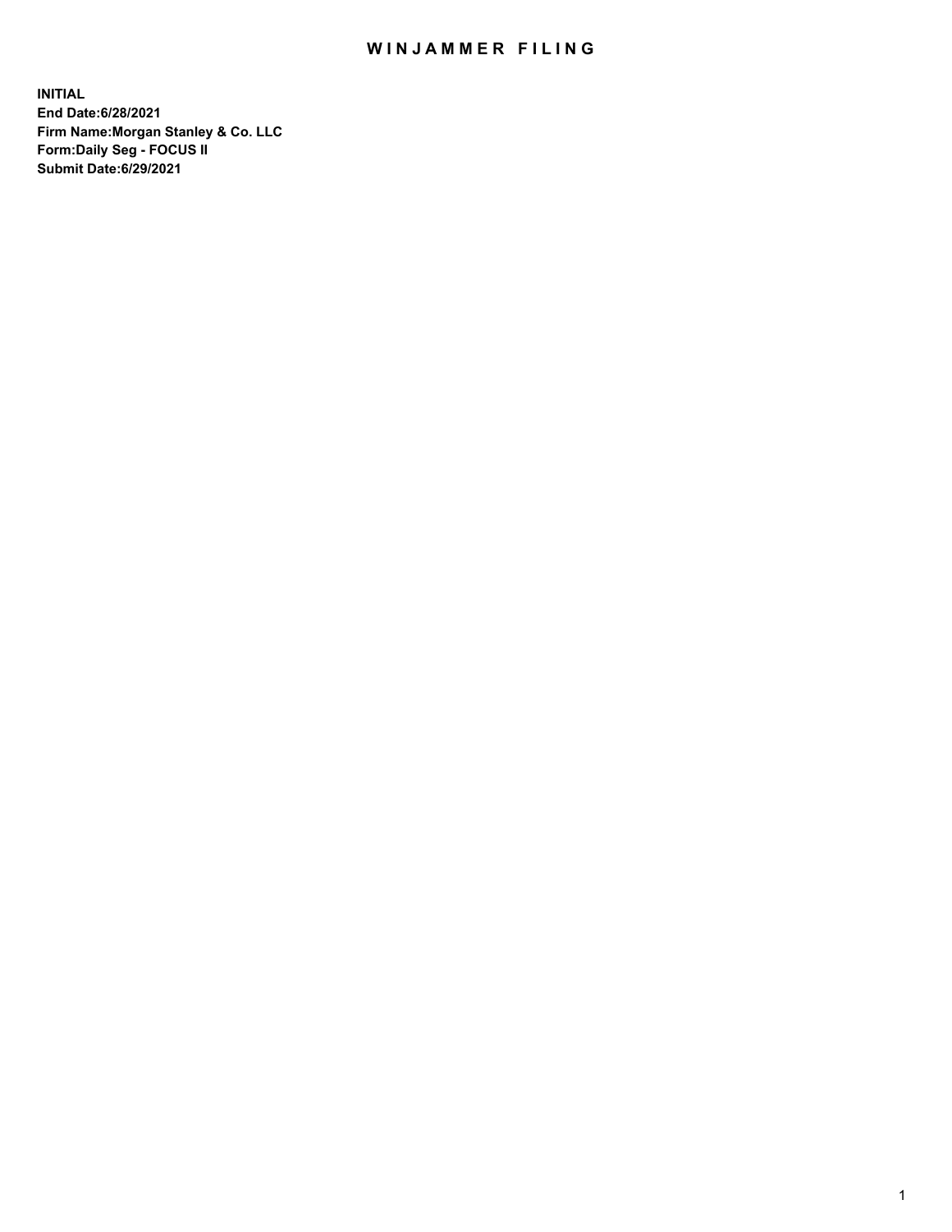# WINJAMMER FILING

**INITIAL**
**End Date:6/28/2021**
**Firm Name:Morgan Stanley & Co. LLC**
**Form:Daily Seg - FOCUS II**
**Submit Date:6/29/2021**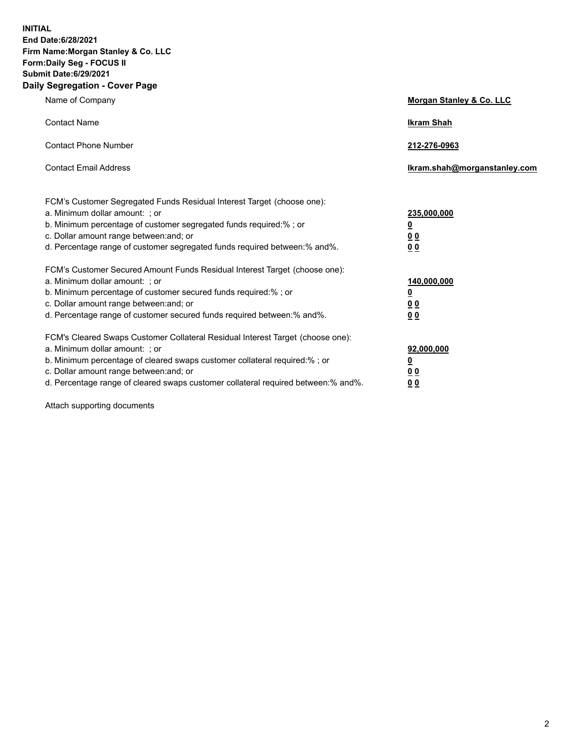**INITIAL**
**End Date:6/28/2021**
**Firm Name:Morgan Stanley & Co. LLC**
**Form:Daily Seg - FOCUS II**
**Submit Date:6/29/2021**

## Daily Segregation - Cover Page

| | |
|---|---|
| Name of Company | **Morgan Stanley & Co. LLC** |
| Contact Name | **Ikram Shah** |
| Contact Phone Number | **212-276-0963** |
| Contact Email Address | **Ikram.shah@morganstanley.com** |

| | |
|---|---|
| FCM's Customer Segregated Funds Residual Interest Target (choose one): | |
| a. Minimum dollar amount: ; or | **235,000,000** |
| b. Minimum percentage of customer segregated funds required:% ; or | **0** |
| c. Dollar amount range between:and; or | **0 0** |
| d. Percentage range of customer segregated funds required between:% and%. | **0 0** |
| FCM's Customer Secured Amount Funds Residual Interest Target (choose one): | |
| a. Minimum dollar amount: ; or | **140,000,000** |
| b. Minimum percentage of customer secured funds required:% ; or | **0** |
| c. Dollar amount range between:and; or | **0 0** |
| d. Percentage range of customer secured funds required between:% and%. | **0 0** |
| FCM's Cleared Swaps Customer Collateral Residual Interest Target (choose one): | |
| a. Minimum dollar amount: ; or | **92,000,000** |
| b. Minimum percentage of cleared swaps customer collateral required:% ; or | **0** |
| c. Dollar amount range between:and; or | **0 0** |
| d. Percentage range of cleared swaps customer collateral required between:% and%. | **0 0** |

Attach supporting documents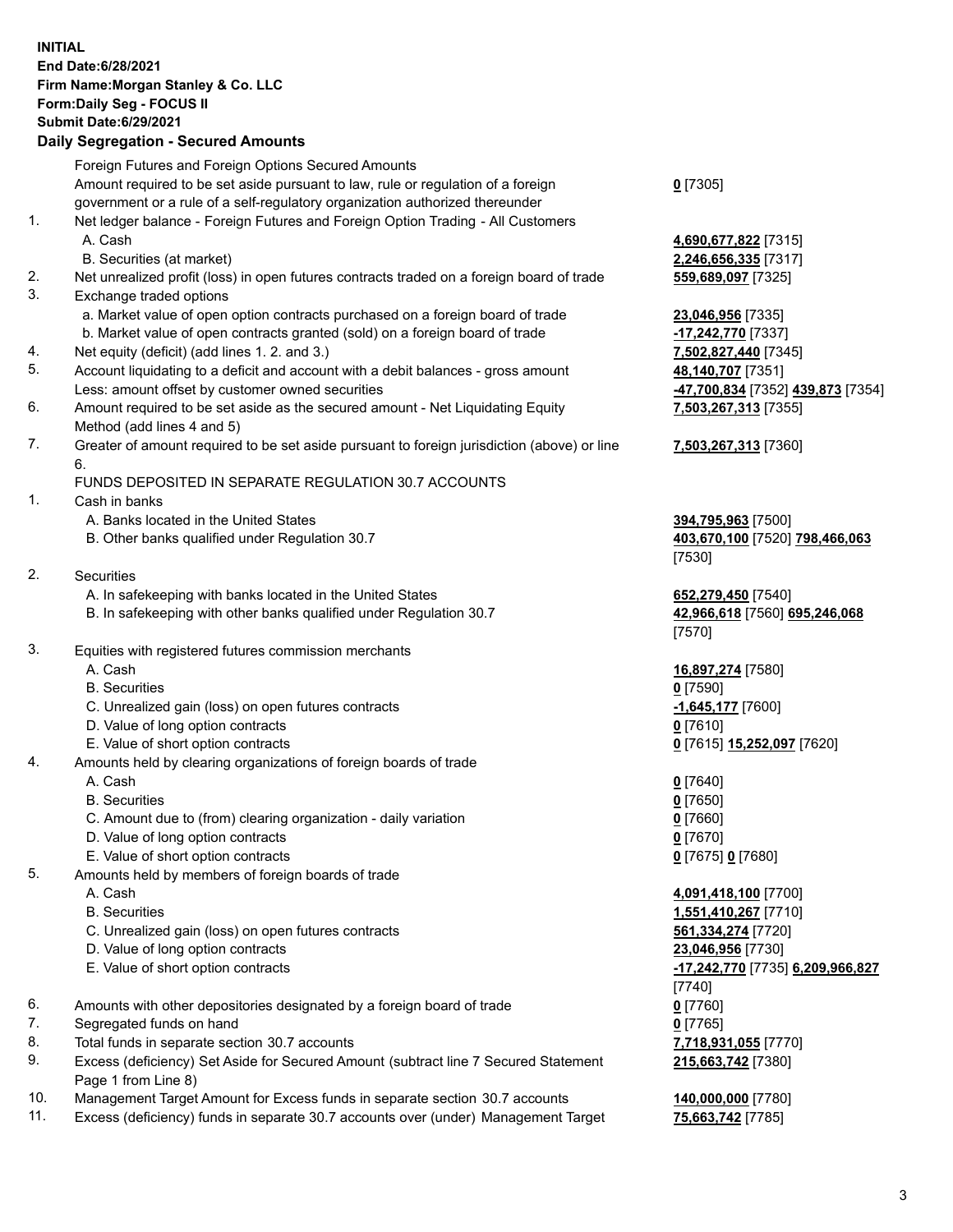**INITIAL**
**End Date:6/28/2021**
**Firm Name:Morgan Stanley & Co. LLC**
**Form:Daily Seg - FOCUS II**
**Submit Date:6/29/2021**

**Daily Segregation - Secured Amounts**

| | | |
|---|---|---|
| | Foreign Futures and Foreign Options Secured Amounts | |
| | Amount required to be set aside pursuant to law, rule or regulation of a foreign government or a rule of a self-regulatory organization authorized thereunder | **0** [7305] |
| 1. | Net ledger balance - Foreign Futures and Foreign Option Trading - All Customers | |
| | A. Cash | **4,690,677,822** [7315] |
| | B. Securities (at market) | **2,246,656,335** [7317] |
| 2. | Net unrealized profit (loss) in open futures contracts traded on a foreign board of trade | **559,689,097** [7325] |
| 3. | Exchange traded options | |
| | a. Market value of open option contracts purchased on a foreign board of trade | **23,046,956** [7335] |
| | b. Market value of open contracts granted (sold) on a foreign board of trade | **-17,242,770** [7337] |
| 4. | Net equity (deficit) (add lines 1. 2. and 3.) | **7,502,827,440** [7345] |
| 5. | Account liquidating to a deficit and account with a debit balances - gross amount | **48,140,707** [7351] |
| | Less: amount offset by customer owned securities | **-47,700,834** [7352] **439,873** [7354] |
| 6. | Amount required to be set aside as the secured amount - Net Liquidating Equity Method (add lines 4 and 5) | **7,503,267,313** [7355] |
| 7. | Greater of amount required to be set aside pursuant to foreign jurisdiction (above) or line 6. | **7,503,267,313** [7360] |
| | FUNDS DEPOSITED IN SEPARATE REGULATION 30.7 ACCOUNTS | |
| 1. | Cash in banks | |
| | A. Banks located in the United States | **394,795,963** [7500] |
| | B. Other banks qualified under Regulation 30.7 | **403,670,100** [7520] **798,466,063** [7530] |
| 2. | Securities | |
| | A. In safekeeping with banks located in the United States | **652,279,450** [7540] |
| | B. In safekeeping with other banks qualified under Regulation 30.7 | **42,966,618** [7560] **695,246,068** [7570] |
| 3. | Equities with registered futures commission merchants | |
| | A. Cash | **16,897,274** [7580] |
| | B. Securities | **0** [7590] |
| | C. Unrealized gain (loss) on open futures contracts | **-1,645,177** [7600] |
| | D. Value of long option contracts | **0** [7610] |
| | E. Value of short option contracts | **0** [7615] **15,252,097** [7620] |
| 4. | Amounts held by clearing organizations of foreign boards of trade | |
| | A. Cash | **0** [7640] |
| | B. Securities | **0** [7650] |
| | C. Amount due to (from) clearing organization - daily variation | **0** [7660] |
| | D. Value of long option contracts | **0** [7670] |
| | E. Value of short option contracts | **0** [7675] **0** [7680] |
| 5. | Amounts held by members of foreign boards of trade | |
| | A. Cash | **4,091,418,100** [7700] |
| | B. Securities | **1,551,410,267** [7710] |
| | C. Unrealized gain (loss) on open futures contracts | **561,334,274** [7720] |
| | D. Value of long option contracts | **23,046,956** [7730] |
| | E. Value of short option contracts | **-17,242,770** [7735] **6,209,966,827** [7740] |
| 6. | Amounts with other depositories designated by a foreign board of trade | **0** [7760] |
| 7. | Segregated funds on hand | **0** [7765] |
| 8. | Total funds in separate section 30.7 accounts | **7,718,931,055** [7770] |
| 9. | Excess (deficiency) Set Aside for Secured Amount (subtract line 7 Secured Statement Page 1 from Line 8) | **215,663,742** [7380] |
| 10. | Management Target Amount for Excess funds in separate section 30.7 accounts | **140,000,000** [7780] |
| 11. | Excess (deficiency) funds in separate 30.7 accounts over (under) Management Target | **75,663,742** [7785] |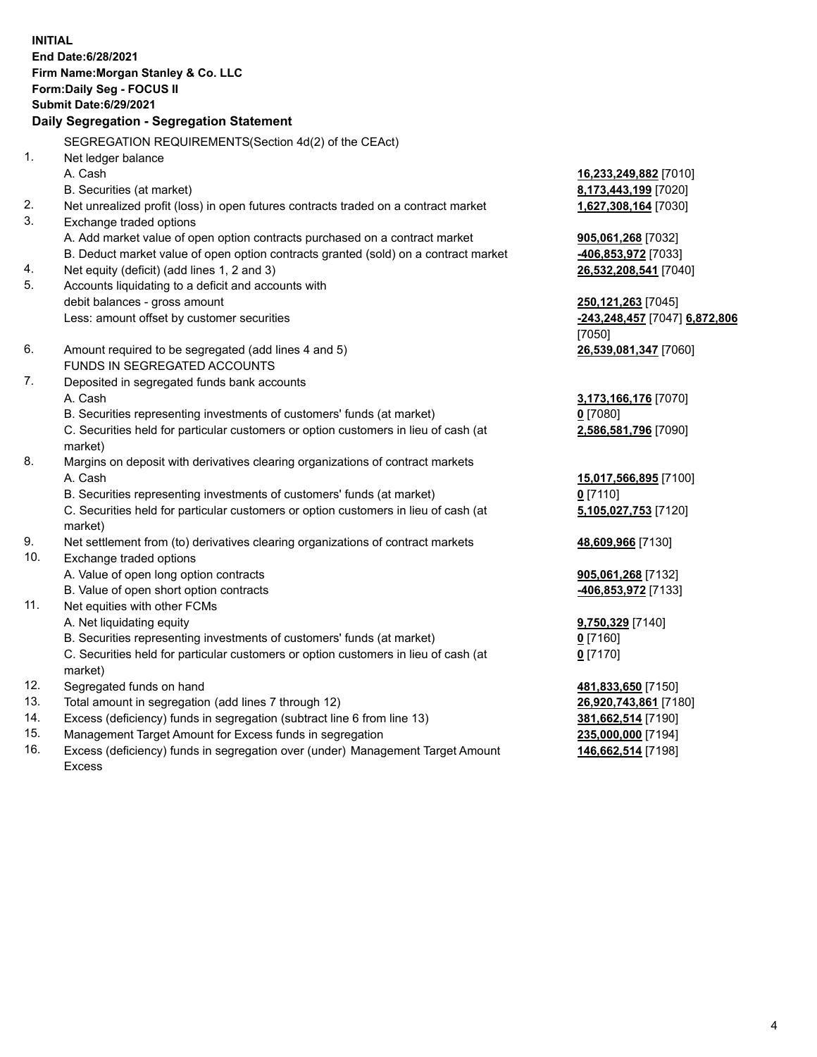**INITIAL**
**End Date:6/28/2021**
**Firm Name:Morgan Stanley & Co. LLC**
**Form:Daily Seg - FOCUS II**
**Submit Date:6/29/2021**

## Daily Segregation - Segregation Statement

SEGREGATION REQUIREMENTS(Section 4d(2) of the CEAct)

| | | |
|---|---|---|
| 1. | Net ledger balance | |
| | A. Cash | **16,233,249,882** [7010] |
| | B. Securities (at market) | **8,173,443,199** [7020] |
| 2. | Net unrealized profit (loss) in open futures contracts traded on a contract market | **1,627,308,164** [7030] |
| 3. | Exchange traded options | |
| | A. Add market value of open option contracts purchased on a contract market | **905,061,268** [7032] |
| | B. Deduct market value of open option contracts granted (sold) on a contract market | **-406,853,972** [7033] |
| 4. | Net equity (deficit) (add lines 1, 2 and 3) | **26,532,208,541** [7040] |
| 5. | Accounts liquidating to a deficit and accounts with debit balances - gross amount | **250,121,263** [7045] |
| | Less: amount offset by customer securities | **-243,248,457** [7047] **6,872,806** [7050] |
| 6. | Amount required to be segregated (add lines 4 and 5) | **26,539,081,347** [7060] |
| | FUNDS IN SEGREGATED ACCOUNTS | |
| 7. | Deposited in segregated funds bank accounts | |
| | A. Cash | **3,173,166,176** [7070] |
| | B. Securities representing investments of customers' funds (at market) | **0** [7080] |
| | C. Securities held for particular customers or option customers in lieu of cash (at market) | **2,586,581,796** [7090] |
| 8. | Margins on deposit with derivatives clearing organizations of contract markets | |
| | A. Cash | **15,017,566,895** [7100] |
| | B. Securities representing investments of customers' funds (at market) | **0** [7110] |
| | C. Securities held for particular customers or option customers in lieu of cash (at market) | **5,105,027,753** [7120] |
| 9. | Net settlement from (to) derivatives clearing organizations of contract markets | **48,609,966** [7130] |
| 10. | Exchange traded options | |
| | A. Value of open long option contracts | **905,061,268** [7132] |
| | B. Value of open short option contracts | **-406,853,972** [7133] |
| 11. | Net equities with other FCMs | |
| | A. Net liquidating equity | **9,750,329** [7140] |
| | B. Securities representing investments of customers' funds (at market) | **0** [7160] |
| | C. Securities held for particular customers or option customers in lieu of cash (at market) | **0** [7170] |
| 12. | Segregated funds on hand | **481,833,650** [7150] |
| 13. | Total amount in segregation (add lines 7 through 12) | **26,920,743,861** [7180] |
| 14. | Excess (deficiency) funds in segregation (subtract line 6 from line 13) | **381,662,514** [7190] |
| 15. | Management Target Amount for Excess funds in segregation | **235,000,000** [7194] |
| 16. | Excess (deficiency) funds in segregation over (under) Management Target Amount Excess | **146,662,514** [7198] |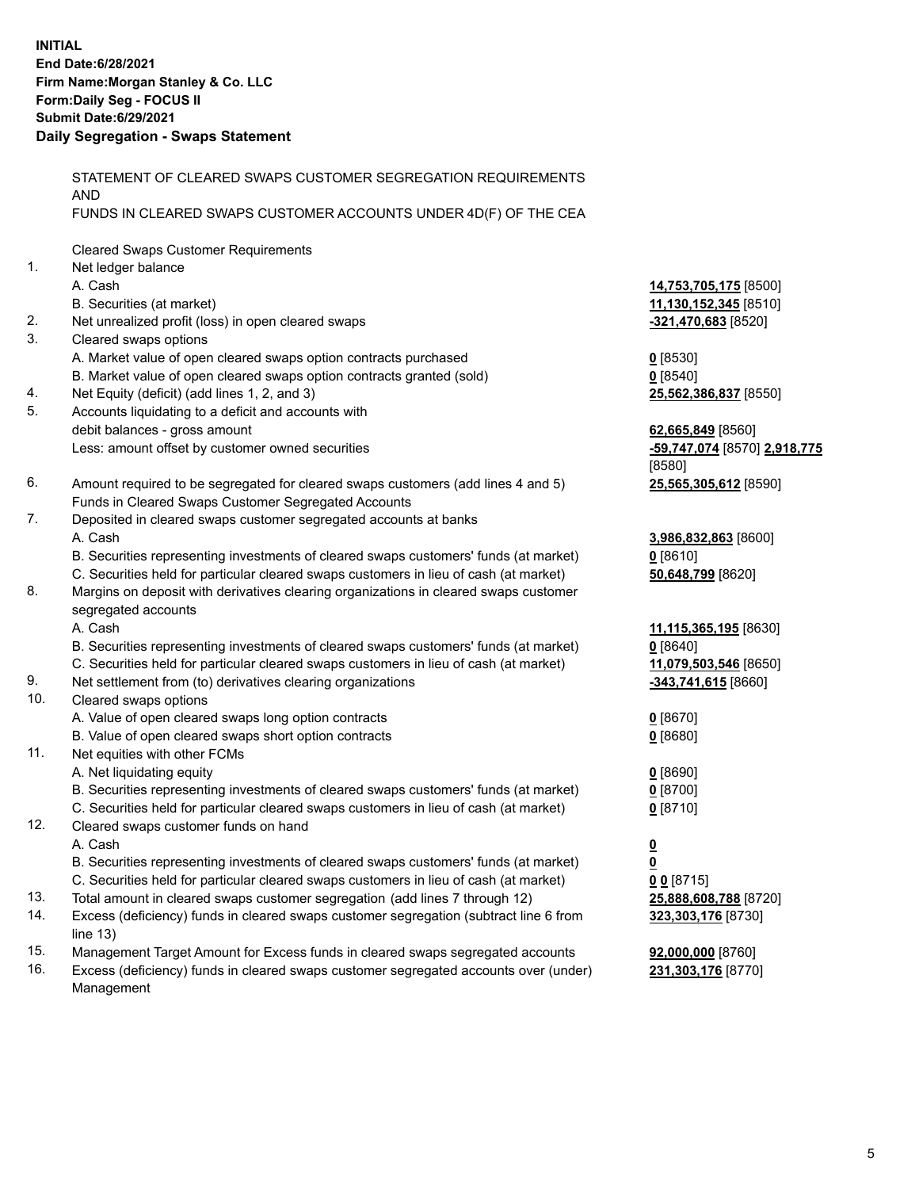**INITIAL**
**End Date:6/28/2021**
**Firm Name:Morgan Stanley & Co. LLC**
**Form:Daily Seg - FOCUS II**
**Submit Date:6/29/2021**
**Daily Segregation - Swaps Statement**

STATEMENT OF CLEARED SWAPS CUSTOMER SEGREGATION REQUIREMENTS AND FUNDS IN CLEARED SWAPS CUSTOMER ACCOUNTS UNDER 4D(F) OF THE CEA

| | | |
|---|---|---|
| | Cleared Swaps Customer Requirements | |
| 1. | Net ledger balance | |
| | A. Cash | **14,753,705,175** [8500] |
| | B. Securities (at market) | **11,130,152,345** [8510] |
| 2. | Net unrealized profit (loss) in open cleared swaps | **-321,470,683** [8520] |
| 3. | Cleared swaps options | |
| | A. Market value of open cleared swaps option contracts purchased | **0** [8530] |
| | B. Market value of open cleared swaps option contracts granted (sold) | **0** [8540] |
| 4. | Net Equity (deficit) (add lines 1, 2, and 3) | **25,562,386,837** [8550] |
| 5. | Accounts liquidating to a deficit and accounts with debit balances - gross amount | **62,665,849** [8560] |
| | Less: amount offset by customer owned securities | **-59,747,074** [8570] **2,918,775** [8580] |
| 6. | Amount required to be segregated for cleared swaps customers (add lines 4 and 5) | **25,565,305,612** [8590] |
| | Funds in Cleared Swaps Customer Segregated Accounts | |
| 7. | Deposited in cleared swaps customer segregated accounts at banks | |
| | A. Cash | **3,986,832,863** [8600] |
| | B. Securities representing investments of cleared swaps customers' funds (at market) | **0** [8610] |
| | C. Securities held for particular cleared swaps customers in lieu of cash (at market) | **50,648,799** [8620] |
| 8. | Margins on deposit with derivatives clearing organizations in cleared swaps customer segregated accounts | |
| | A. Cash | **11,115,365,195** [8630] |
| | B. Securities representing investments of cleared swaps customers' funds (at market) | **0** [8640] |
| | C. Securities held for particular cleared swaps customers in lieu of cash (at market) | **11,079,503,546** [8650] |
| 9. | Net settlement from (to) derivatives clearing organizations | **-343,741,615** [8660] |
| 10. | Cleared swaps options | |
| | A. Value of open cleared swaps long option contracts | **0** [8670] |
| | B. Value of open cleared swaps short option contracts | **0** [8680] |
| 11. | Net equities with other FCMs | |
| | A. Net liquidating equity | **0** [8690] |
| | B. Securities representing investments of cleared swaps customers' funds (at market) | **0** [8700] |
| | C. Securities held for particular cleared swaps customers in lieu of cash (at market) | **0** [8710] |
| 12. | Cleared swaps customer funds on hand | |
| | A. Cash | **0** |
| | B. Securities representing investments of cleared swaps customers' funds (at market) | **0** |
| | C. Securities held for particular cleared swaps customers in lieu of cash (at market) | **0** **0** [8715] |
| 13. | Total amount in cleared swaps customer segregation (add lines 7 through 12) | **25,888,608,788** [8720] |
| 14. | Excess (deficiency) funds in cleared swaps customer segregation (subtract line 6 from line 13) | **323,303,176** [8730] |
| 15. | Management Target Amount for Excess funds in cleared swaps segregated accounts | **92,000,000** [8760] |
| 16. | Excess (deficiency) funds in cleared swaps customer segregated accounts over (under) Management | **231,303,176** [8770] |